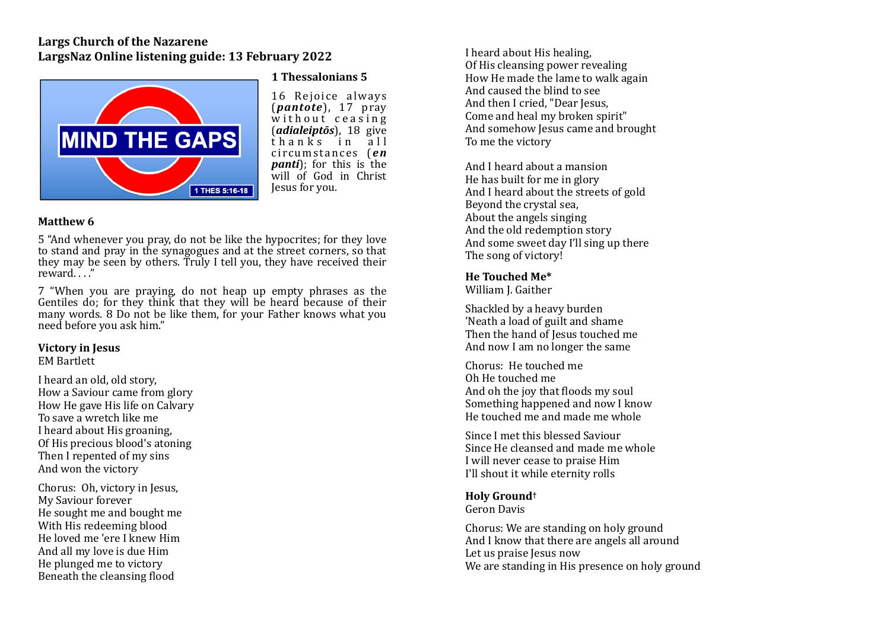**Largs Church of the Nazarene**
**LargsNaz Online listening guide: 13 February 2022**

MIND THE GAPS

1 THES 5:16-18

**1 Thessalonians 5**

16 Rejoice always (***pantote***), 17 pray without ceasing (***adialeiptōs***), 18 give thanks in all circumstances (***en panti***); for this is the will of God in Christ Jesus for you.

**Matthew 6**

5 "And whenever you pray, do not be like the hypocrites; for they love to stand and pray in the synagogues and at the street corners, so that they may be seen by others. Truly I tell you, they have received their reward. . . ."

7 "When you are praying, do not heap up empty phrases as the Gentiles do; for they think that they will be heard because of their many words. 8 Do not be like them, for your Father knows what you need before you ask him."

**Victory in Jesus**
EM Bartlett

I heard an old, old story,
How a Saviour came from glory
How He gave His life on Calvary
To save a wretch like me
I heard about His groaning,
Of His precious blood's atoning
Then I repented of my sins
And won the victory

Chorus: Oh, victory in Jesus,
My Saviour forever
He sought me and bought me
With His redeeming blood
He loved me 'ere I knew Him
And all my love is due Him
He plunged me to victory
Beneath the cleansing flood

I heard about His healing,
Of His cleansing power revealing
How He made the lame to walk again
And caused the blind to see
And then I cried, "Dear Jesus,
Come and heal my broken spirit"
And somehow Jesus came and brought
To me the victory

And I heard about a mansion
He has built for me in glory
And I heard about the streets of gold
Beyond the crystal sea,
About the angels singing
And the old redemption story
And some sweet day I'll sing up there
The song of victory!

**He Touched Me***
William J. Gaither

Shackled by a heavy burden
'Neath a load of guilt and shame
Then the hand of Jesus touched me
And now I am no longer the same

Chorus: He touched me
Oh He touched me
And oh the joy that floods my soul
Something happened and now I know
He touched me and made me whole

Since I met this blessed Saviour
Since He cleansed and made me whole
I will never cease to praise Him
I'll shout it while eternity rolls

**Holy Ground**†
Geron Davis

Chorus: We are standing on holy ground
And I know that there are angels all around
Let us praise Jesus now
We are standing in His presence on holy ground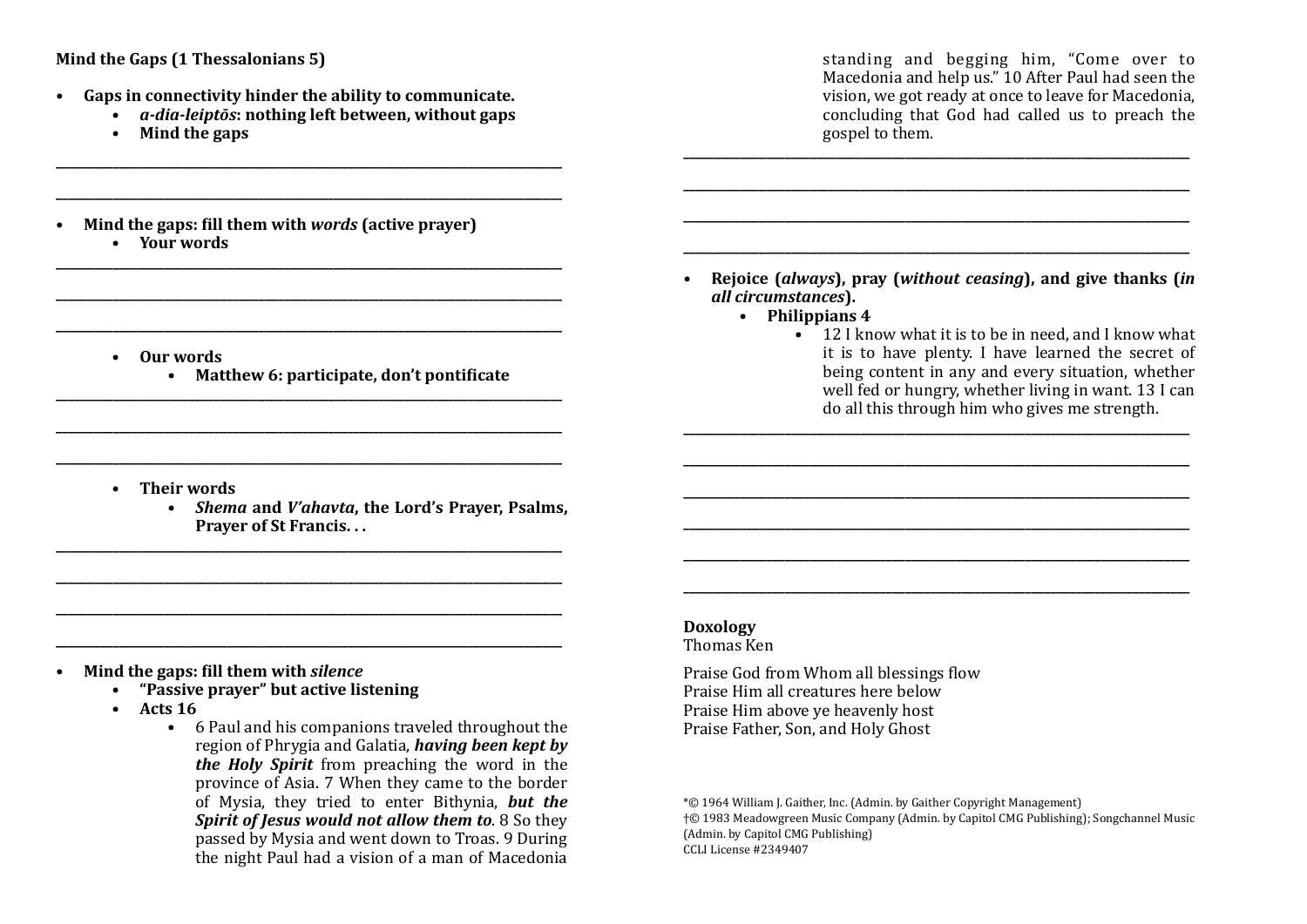**Mind the Gaps (1 Thessalonians 5)**

- **Gaps in connectivity hinder the ability to communicate.**
  - ***a-dia-leiptōs*: nothing left between, without gaps**
  - **Mind the gaps**

______________________________________________

______________________________________________

- **Mind the gaps: fill them with *words* (active prayer)**
  - **Your words**

______________________________________________

______________________________________________

______________________________________________

  - **Our words**
    - **Matthew 6: participate, don't pontificate**

______________________________________________

______________________________________________

______________________________________________

  - **Their words**
    - ***Shema* and *V'ahavta*, the Lord's Prayer, Psalms, Prayer of St Francis. . .**

______________________________________________

______________________________________________

______________________________________________

______________________________________________

- **Mind the gaps: fill them with *silence***
  - **"Passive prayer" but active listening**
  - **Acts 16**
    - 6 Paul and his companions traveled throughout the region of Phrygia and Galatia, ***having been kept by the Holy Spirit*** from preaching the word in the province of Asia. 7 When they came to the border of Mysia, they tried to enter Bithynia, ***but the Spirit of Jesus would not allow them to***. 8 So they passed by Mysia and went down to Troas. 9 During the night Paul had a vision of a man of Macedonia standing and begging him, "Come over to Macedonia and help us." 10 After Paul had seen the vision, we got ready at once to leave for Macedonia, concluding that God had called us to preach the gospel to them.

______________________________________________

______________________________________________

______________________________________________

______________________________________________

- **Rejoice (*always*), pray (*without ceasing*), and give thanks (*in all circumstances*).**
  - **Philippians 4**
    - 12 I know what it is to be in need, and I know what it is to have plenty. I have learned the secret of being content in any and every situation, whether well fed or hungry, whether living in want. 13 I can do all this through him who gives me strength.

______________________________________________

______________________________________________

______________________________________________

______________________________________________

______________________________________________

______________________________________________

**Doxology**
Thomas Ken

Praise God from Whom all blessings flow
Praise Him all creatures here below
Praise Him above ye heavenly host
Praise Father, Son, and Holy Ghost

*© 1964 William J. Gaither, Inc. (Admin. by Gaither Copyright Management)
†© 1983 Meadowgreen Music Company (Admin. by Capitol CMG Publishing); Songchannel Music (Admin. by Capitol CMG Publishing)
CCLI License #2349407